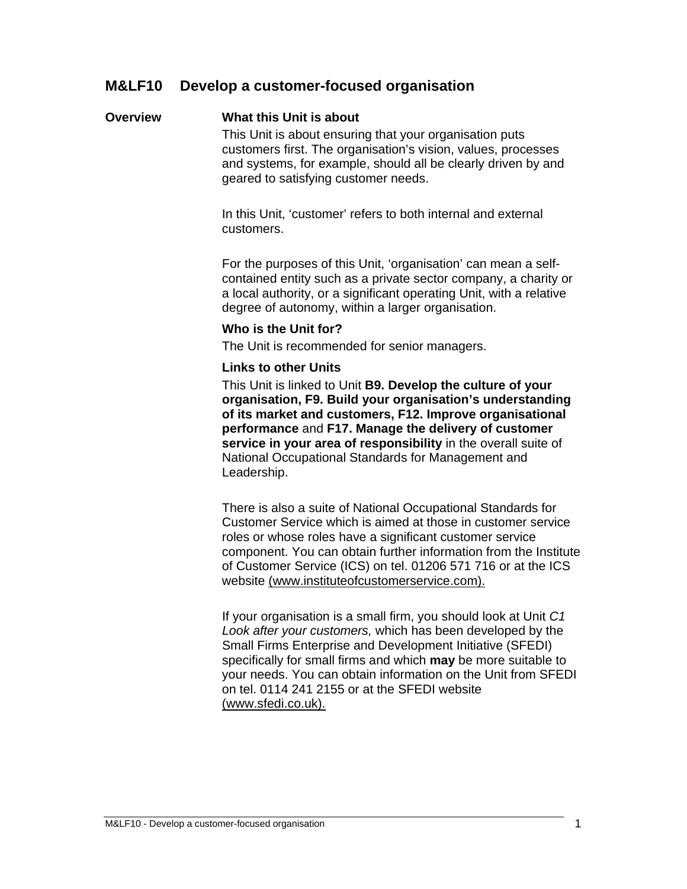# M&LF10 Develop a customer-focused organisation

## Overview

### What this Unit is about

This Unit is about ensuring that your organisation puts customers first. The organisation's vision, values, processes and systems, for example, should all be clearly driven by and geared to satisfying customer needs.

In this Unit, 'customer' refers to both internal and external customers.

For the purposes of this Unit, 'organisation' can mean a self-contained entity such as a private sector company, a charity or a local authority, or a significant operating Unit, with a relative degree of autonomy, within a larger organisation.

### Who is the Unit for?

The Unit is recommended for senior managers.

### Links to other Units

This Unit is linked to Unit **B9. Develop the culture of your organisation, F9. Build your organisation's understanding of its market and customers, F12. Improve organisational performance** and **F17. Manage the delivery of customer service in your area of responsibility** in the overall suite of National Occupational Standards for Management and Leadership.

There is also a suite of National Occupational Standards for Customer Service which is aimed at those in customer service roles or whose roles have a significant customer service component. You can obtain further information from the Institute of Customer Service (ICS) on tel. 01206 571 716 or at the ICS website (www.instituteofcustomerservice.com).

If your organisation is a small firm, you should look at Unit *C1 Look after your customers,* which has been developed by the Small Firms Enterprise and Development Initiative (SFEDI) specifically for small firms and which **may** be more suitable to your needs. You can obtain information on the Unit from SFEDI on tel. 0114 241 2155 or at the SFEDI website (www.sfedi.co.uk).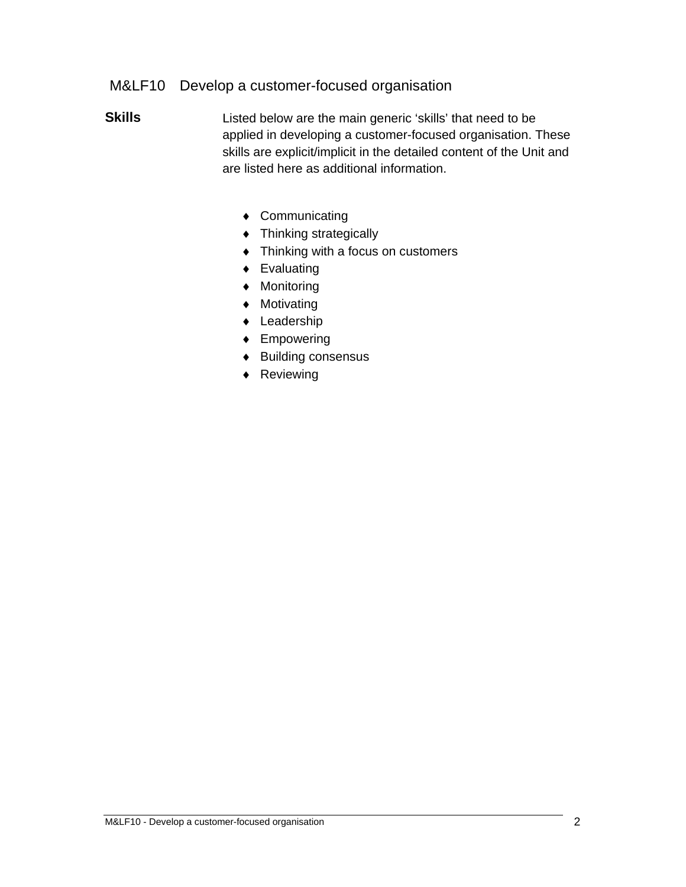# M&LF10 Develop a customer-focused organisation

**Skills**

Listed below are the main generic ‘skills’ that need to be applied in developing a customer-focused organisation. These skills are explicit/implicit in the detailed content of the Unit and are listed here as additional information.

- Communicating
- Thinking strategically
- Thinking with a focus on customers
- Evaluating
- Monitoring
- Motivating
- Leadership
- Empowering
- Building consensus
- Reviewing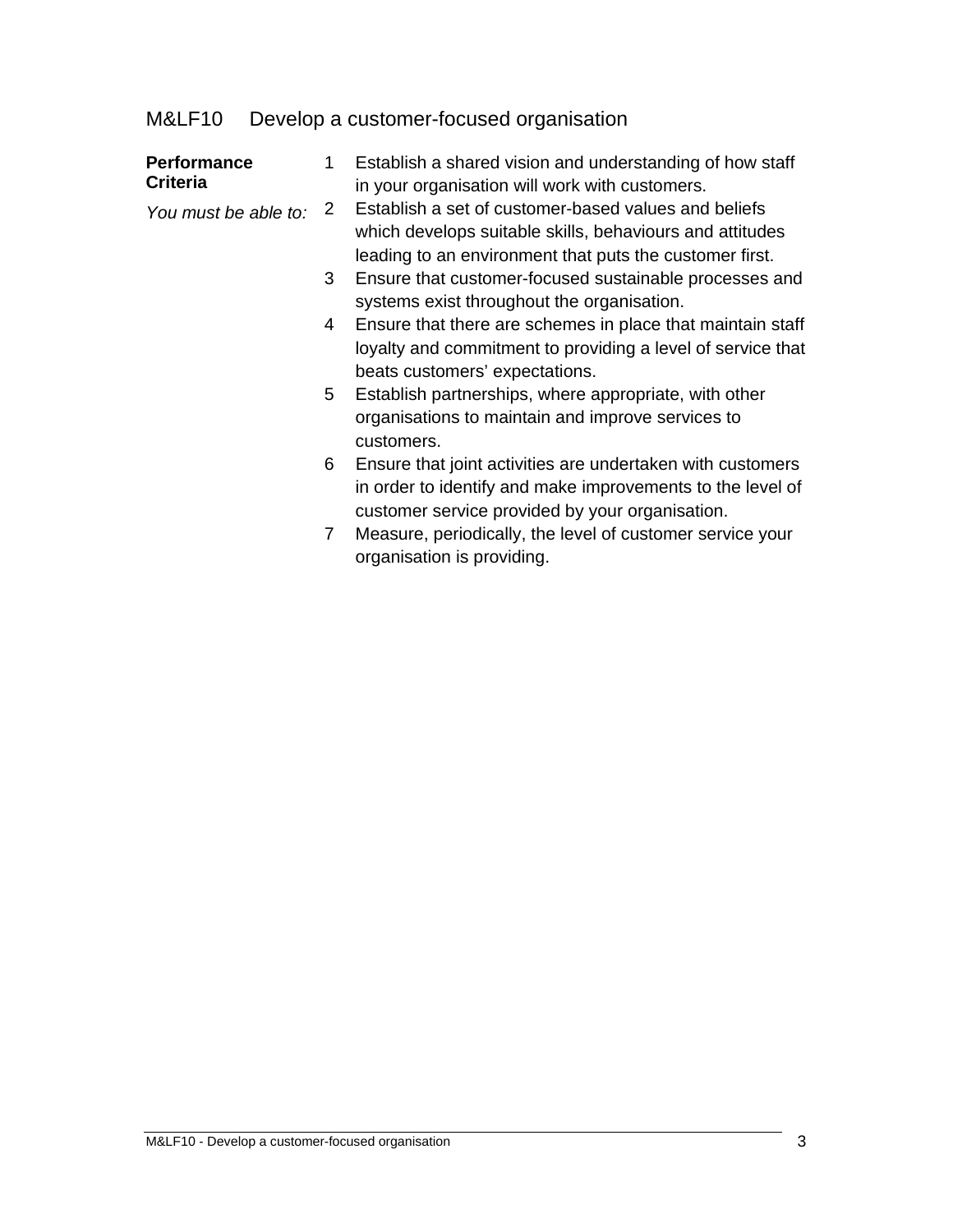## M&LF10 Develop a customer-focused organisation

**Performance Criteria**

*You must be able to:*

1. Establish a shared vision and understanding of how staff in your organisation will work with customers.
2. Establish a set of customer-based values and beliefs which develops suitable skills, behaviours and attitudes leading to an environment that puts the customer first.
3. Ensure that customer-focused sustainable processes and systems exist throughout the organisation.
4. Ensure that there are schemes in place that maintain staff loyalty and commitment to providing a level of service that beats customers' expectations.
5. Establish partnerships, where appropriate, with other organisations to maintain and improve services to customers.
6. Ensure that joint activities are undertaken with customers in order to identify and make improvements to the level of customer service provided by your organisation.
7. Measure, periodically, the level of customer service your organisation is providing.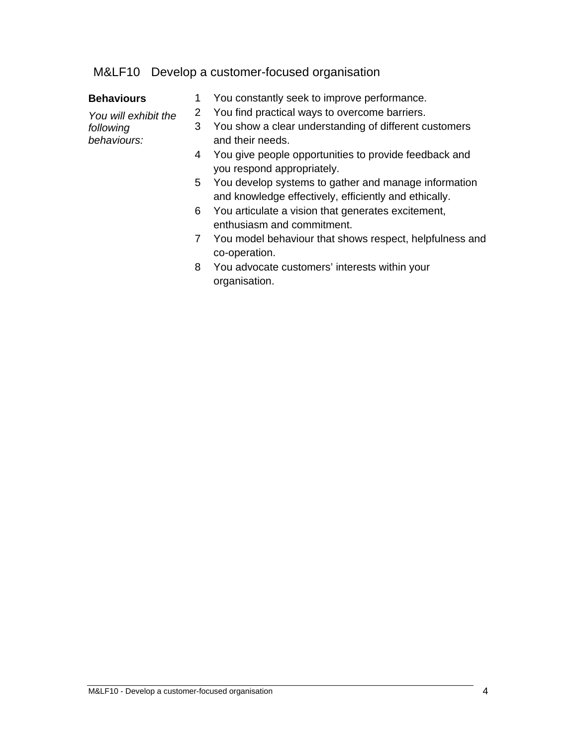## M&LF10 Develop a customer-focused organisation

**Behaviours**

*You will exhibit the following behaviours:*

1. You constantly seek to improve performance.
2. You find practical ways to overcome barriers.
3. You show a clear understanding of different customers and their needs.
4. You give people opportunities to provide feedback and you respond appropriately.
5. You develop systems to gather and manage information and knowledge effectively, efficiently and ethically.
6. You articulate a vision that generates excitement, enthusiasm and commitment.
7. You model behaviour that shows respect, helpfulness and co-operation.
8. You advocate customers' interests within your organisation.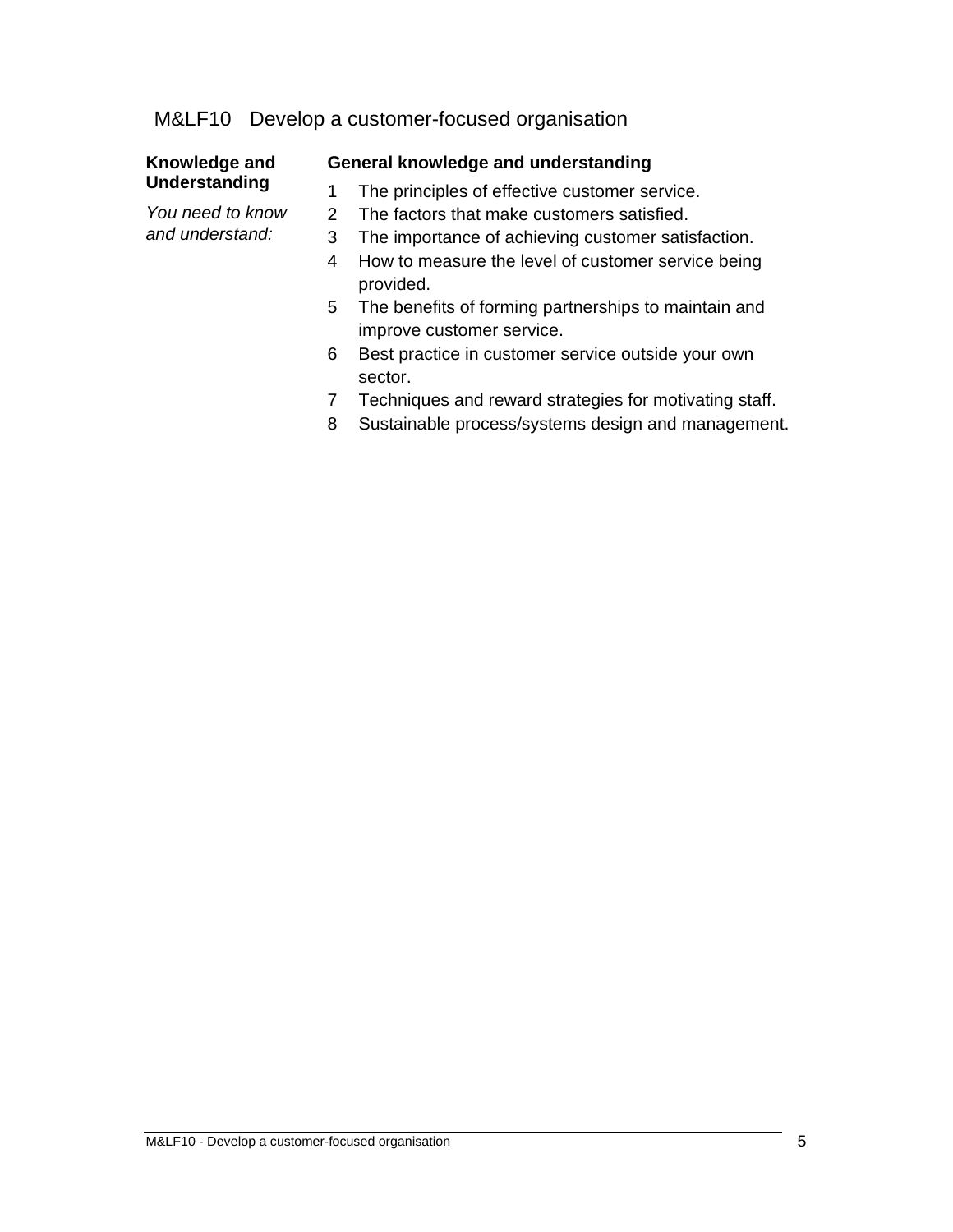## M&LF10 Develop a customer-focused organisation

**Knowledge and Understanding**

*You need to know and understand:*

**General knowledge and understanding**

1. The principles of effective customer service.
2. The factors that make customers satisfied.
3. The importance of achieving customer satisfaction.
4. How to measure the level of customer service being provided.
5. The benefits of forming partnerships to maintain and improve customer service.
6. Best practice in customer service outside your own sector.
7. Techniques and reward strategies for motivating staff.
8. Sustainable process/systems design and management.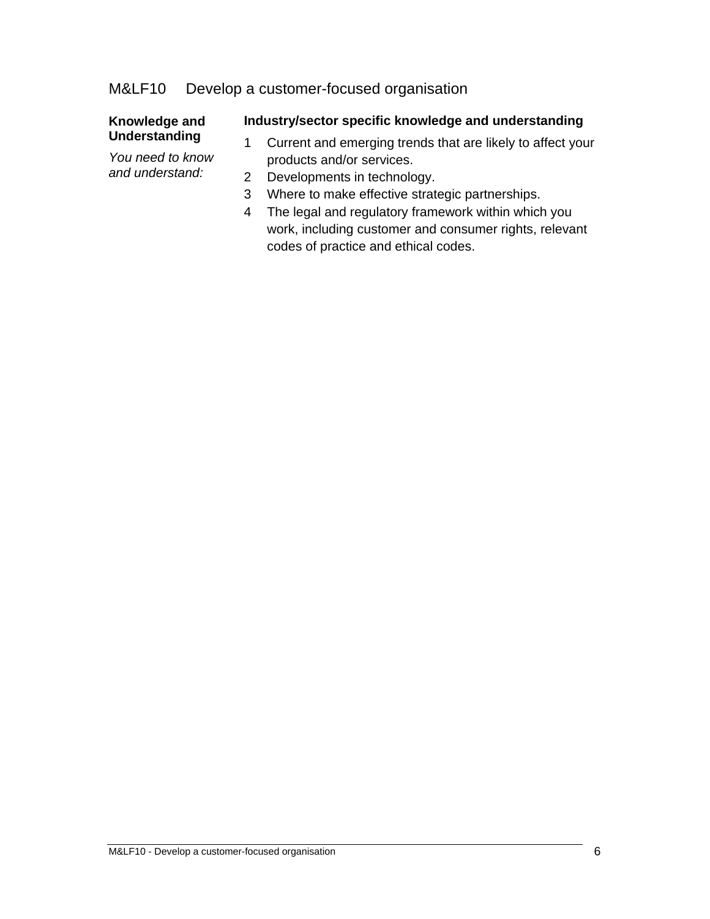# M&LF10 Develop a customer-focused organisation

**Knowledge and Understanding**

*You need to know and understand:*

**Industry/sector specific knowledge and understanding**

1. Current and emerging trends that are likely to affect your products and/or services.
2. Developments in technology.
3. Where to make effective strategic partnerships.
4. The legal and regulatory framework within which you work, including customer and consumer rights, relevant codes of practice and ethical codes.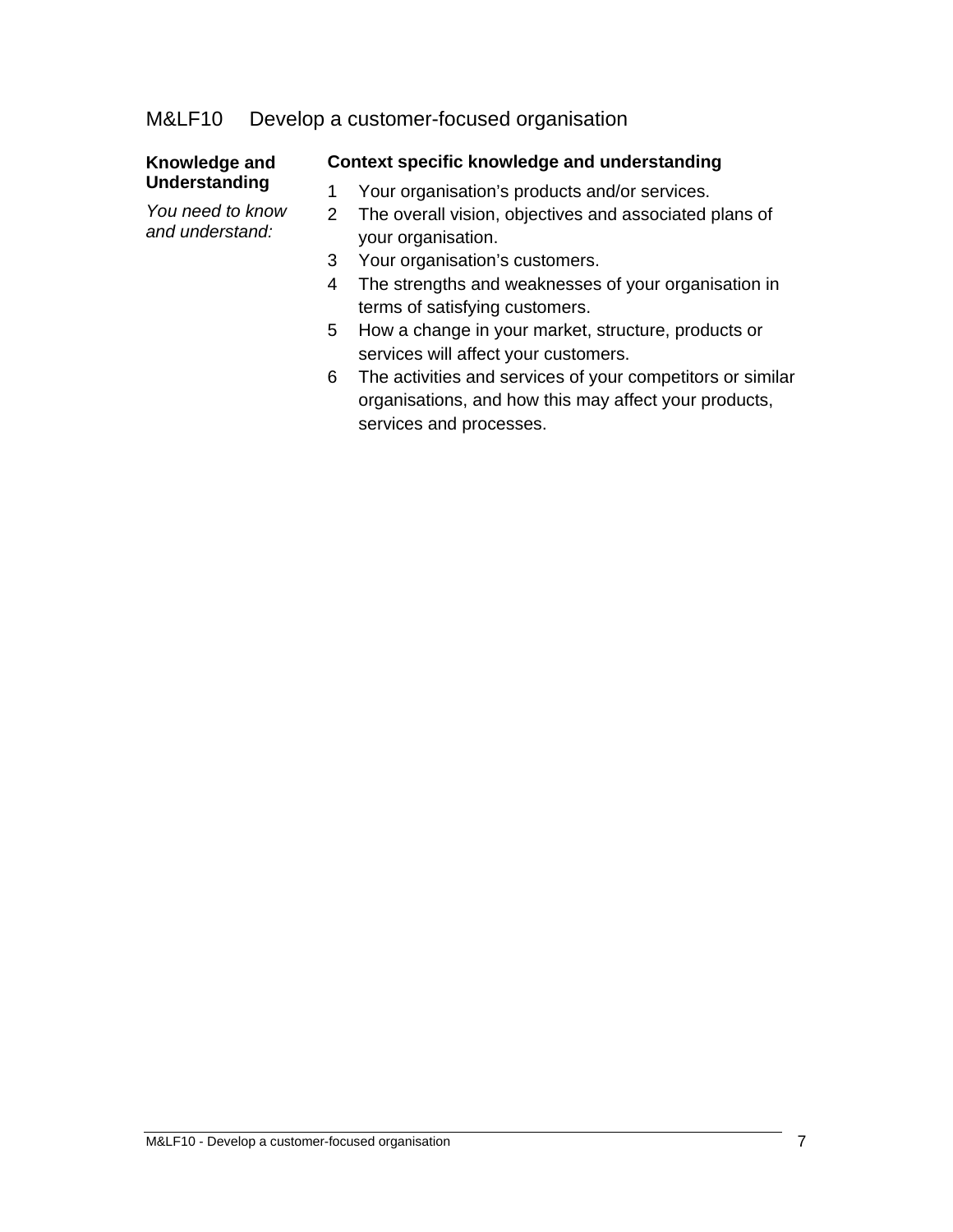# M&LF10 Develop a customer-focused organisation

**Knowledge and Understanding**

*You need to know and understand:*

**Context specific knowledge and understanding**

1. Your organisation's products and/or services.
2. The overall vision, objectives and associated plans of your organisation.
3. Your organisation's customers.
4. The strengths and weaknesses of your organisation in terms of satisfying customers.
5. How a change in your market, structure, products or services will affect your customers.
6. The activities and services of your competitors or similar organisations, and how this may affect your products, services and processes.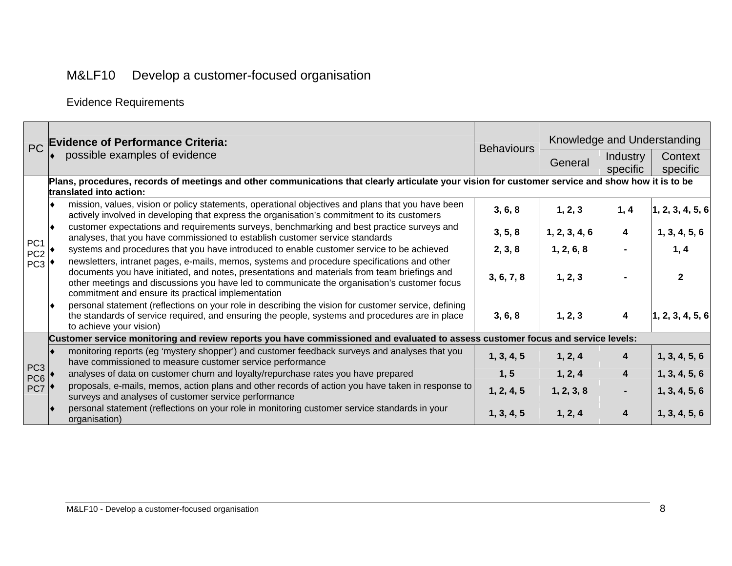# M&LF10 Develop a customer-focused organisation

## Evidence Requirements

| PC | Evidence of Performance Criteria: ♦ possible examples of evidence | Behaviours | Knowledge and Understanding | | |
|---|---|---|---|---|---|
| | | | General | Industry specific | Context specific |
| PC1 PC2 PC3 | **Plans, procedures, records of meetings and other communications that clearly articulate your vision for customer service and show how it is to be translated into action:** | | | | |
| | ♦ mission, values, vision or policy statements, operational objectives and plans that you have been actively involved in developing that express the organisation's commitment to its customers | **3, 6, 8** | **1, 2, 3** | **1, 4** | **1, 2, 3, 4, 5, 6** |
| | ♦ customer expectations and requirements surveys, benchmarking and best practice surveys and analyses, that you have commissioned to establish customer service standards | **3, 5, 8** | **1, 2, 3, 4, 6** | **4** | **1, 3, 4, 5, 6** |
| | ♦ systems and procedures that you have introduced to enable customer service to be achieved | **2, 3, 8** | **1, 2, 6, 8** | **-** | **1, 4** |
| | ♦ newsletters, intranet pages, e-mails, memos, systems and procedure specifications and other documents you have initiated, and notes, presentations and materials from team briefings and other meetings and discussions you have led to communicate the organisation's customer focus commitment and ensure its practical implementation | **3, 6, 7, 8** | **1, 2, 3** | **-** | **2** |
| | ♦ personal statement (reflections on your role in describing the vision for customer service, defining the standards of service required, and ensuring the people, systems and procedures are in place to achieve your vision) | **3, 6, 8** | **1, 2, 3** | **4** | **1, 2, 3, 4, 5, 6** |
| PC3 PC6 PC7 | **Customer service monitoring and review reports you have commissioned and evaluated to assess customer focus and service levels:** | | | | |
| | ♦ monitoring reports (eg 'mystery shopper') and customer feedback surveys and analyses that you have commissioned to measure customer service performance | **1, 3, 4, 5** | **1, 2, 4** | **4** | **1, 3, 4, 5, 6** |
| | ♦ analyses of data on customer churn and loyalty/repurchase rates you have prepared | **1, 5** | **1, 2, 4** | **4** | **1, 3, 4, 5, 6** |
| | ♦ proposals, e-mails, memos, action plans and other records of action you have taken in response to surveys and analyses of customer service performance | **1, 2, 4, 5** | **1, 2, 3, 8** | **-** | **1, 3, 4, 5, 6** |
| | ♦ personal statement (reflections on your role in monitoring customer service standards in your organisation) | **1, 3, 4, 5** | **1, 2, 4** | **4** | **1, 3, 4, 5, 6** |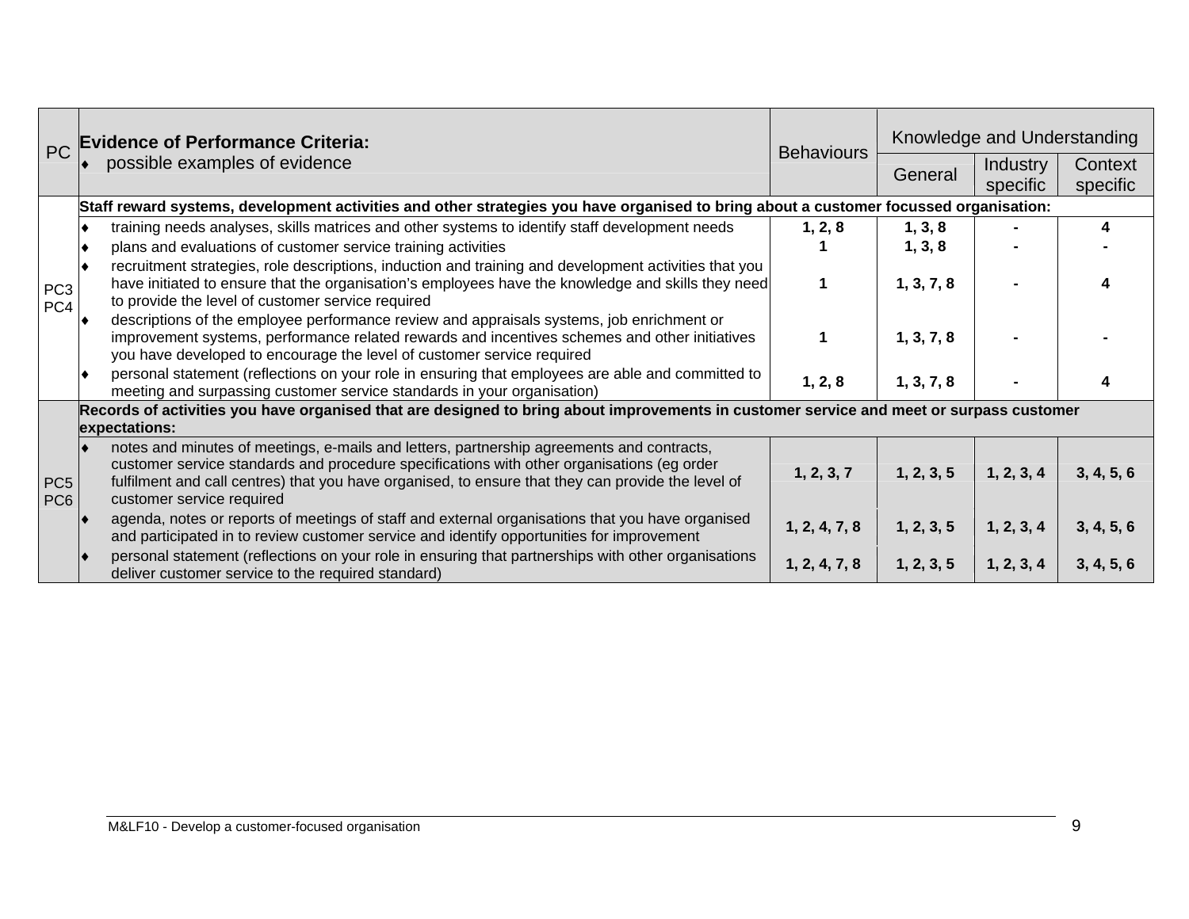| PC | Evidence of Performance Criteria:<br>♦ possible examples of evidence | Behaviours | Knowledge and Understanding | | |
|---|---|---|---|---|---|
| | | | General | Industry specific | Context specific |
| PC3 PC4 | **Staff reward systems, development activities and other strategies you have organised to bring about a customer focussed organisation:** | | | | |
| | ♦ training needs analyses, skills matrices and other systems to identify staff development needs | **1, 2, 8** | **1, 3, 8** | **-** | **4** |
| | ♦ plans and evaluations of customer service training activities | **1** | **1, 3, 8** | **-** | **-** |
| | ♦ recruitment strategies, role descriptions, induction and training and development activities that you have initiated to ensure that the organisation's employees have the knowledge and skills they need to provide the level of customer service required | **1** | **1, 3, 7, 8** | **-** | **4** |
| | ♦ descriptions of the employee performance review and appraisals systems, job enrichment or improvement systems, performance related rewards and incentives schemes and other initiatives you have developed to encourage the level of customer service required | **1** | **1, 3, 7, 8** | **-** | **-** |
| | ♦ personal statement (reflections on your role in ensuring that employees are able and committed to meeting and surpassing customer service standards in your organisation) | **1, 2, 8** | **1, 3, 7, 8** | **-** | **4** |
| PC5 PC6 | **Records of activities you have organised that are designed to bring about improvements in customer service and meet or surpass customer expectations:** | | | | |
| | ♦ notes and minutes of meetings, e-mails and letters, partnership agreements and contracts, customer service standards and procedure specifications with other organisations (eg order fulfilment and call centres) that you have organised, to ensure that they can provide the level of customer service required | **1, 2, 3, 7** | **1, 2, 3, 5** | **1, 2, 3, 4** | **3, 4, 5, 6** |
| | ♦ agenda, notes or reports of meetings of staff and external organisations that you have organised and participated in to review customer service and identify opportunities for improvement | **1, 2, 4, 7, 8** | **1, 2, 3, 5** | **1, 2, 3, 4** | **3, 4, 5, 6** |
| | ♦ personal statement (reflections on your role in ensuring that partnerships with other organisations deliver customer service to the required standard) | **1, 2, 4, 7, 8** | **1, 2, 3, 5** | **1, 2, 3, 4** | **3, 4, 5, 6** |